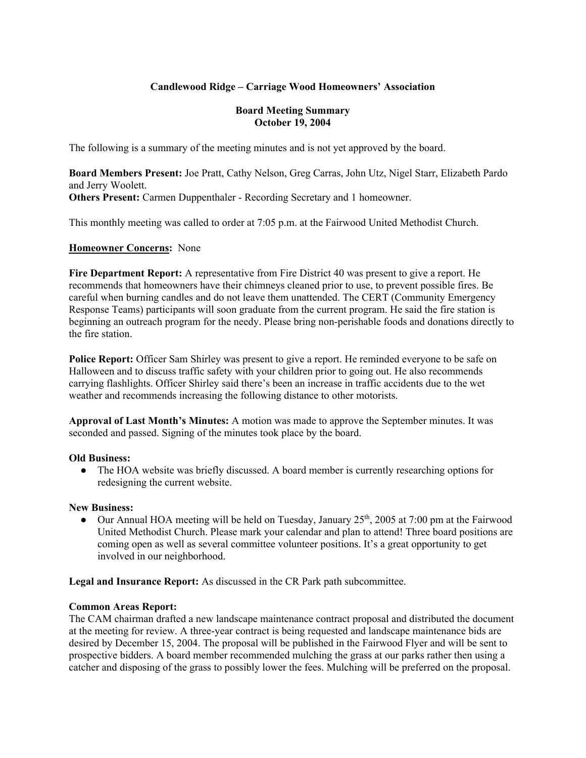**Candlewood Ridge – Carriage Wood Homeowners' Association**

**Board Meeting Summary**
**October 19, 2004**

The following is a summary of the meeting minutes and is not yet approved by the board.

**Board Members Present:** Joe Pratt, Cathy Nelson, Greg Carras, John Utz, Nigel Starr, Elizabeth Pardo and Jerry Woolett.
**Others Present:** Carmen Duppenthaler - Recording Secretary and 1 homeowner.

This monthly meeting was called to order at 7:05 p.m. at the Fairwood United Methodist Church.

**Homeowner Concerns:** None

**Fire Department Report:** A representative from Fire District 40 was present to give a report. He recommends that homeowners have their chimneys cleaned prior to use, to prevent possible fires. Be careful when burning candles and do not leave them unattended. The CERT (Community Emergency Response Teams) participants will soon graduate from the current program. He said the fire station is beginning an outreach program for the needy. Please bring non-perishable foods and donations directly to the fire station.

**Police Report:** Officer Sam Shirley was present to give a report. He reminded everyone to be safe on Halloween and to discuss traffic safety with your children prior to going out. He also recommends carrying flashlights. Officer Shirley said there's been an increase in traffic accidents due to the wet weather and recommends increasing the following distance to other motorists.

**Approval of Last Month's Minutes:** A motion was made to approve the September minutes. It was seconded and passed. Signing of the minutes took place by the board.

**Old Business:**

- The HOA website was briefly discussed. A board member is currently researching options for redesigning the current website.

**New Business:**

- Our Annual HOA meeting will be held on Tuesday, January 25th, 2005 at 7:00 pm at the Fairwood United Methodist Church. Please mark your calendar and plan to attend! Three board positions are coming open as well as several committee volunteer positions. It's a great opportunity to get involved in our neighborhood.

**Legal and Insurance Report:** As discussed in the CR Park path subcommittee.

**Common Areas Report:**
The CAM chairman drafted a new landscape maintenance contract proposal and distributed the document at the meeting for review. A three-year contract is being requested and landscape maintenance bids are desired by December 15, 2004. The proposal will be published in the Fairwood Flyer and will be sent to prospective bidders. A board member recommended mulching the grass at our parks rather then using a catcher and disposing of the grass to possibly lower the fees. Mulching will be preferred on the proposal.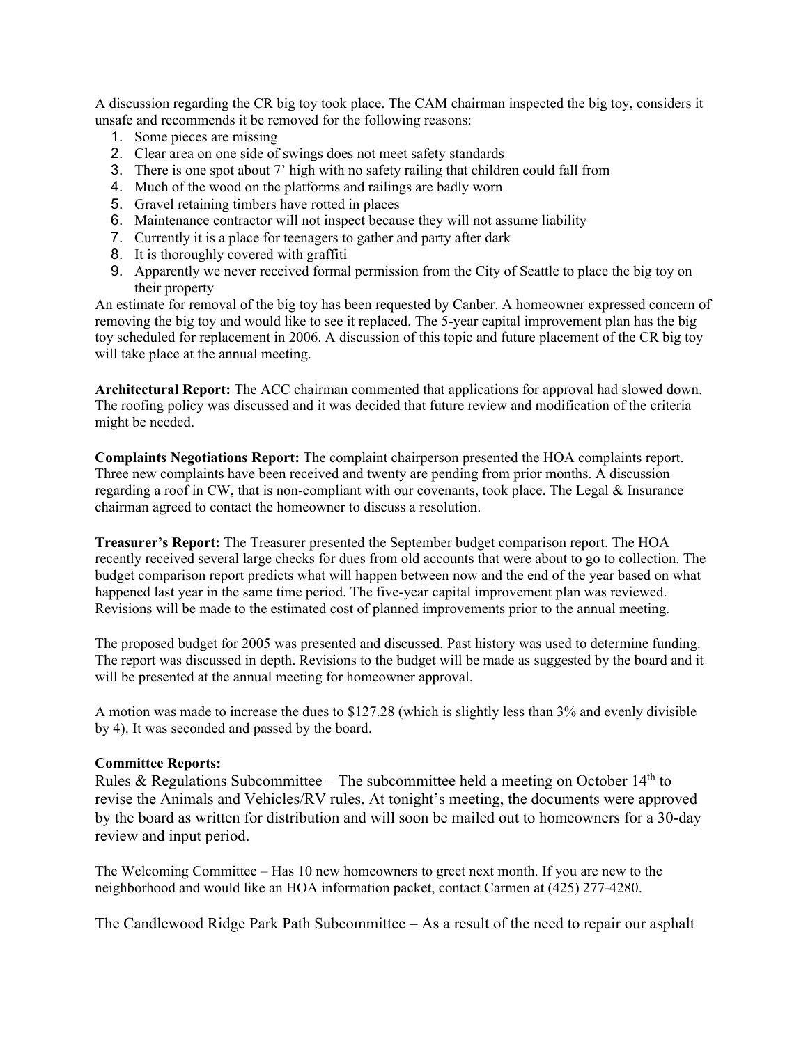A discussion regarding the CR big toy took place. The CAM chairman inspected the big toy, considers it unsafe and recommends it be removed for the following reasons:

1. Some pieces are missing
2. Clear area on one side of swings does not meet safety standards
3. There is one spot about 7' high with no safety railing that children could fall from
4. Much of the wood on the platforms and railings are badly worn
5. Gravel retaining timbers have rotted in places
6. Maintenance contractor will not inspect because they will not assume liability
7. Currently it is a place for teenagers to gather and party after dark
8. It is thoroughly covered with graffiti
9. Apparently we never received formal permission from the City of Seattle to place the big toy on their property

An estimate for removal of the big toy has been requested by Canber. A homeowner expressed concern of removing the big toy and would like to see it replaced. The 5-year capital improvement plan has the big toy scheduled for replacement in 2006. A discussion of this topic and future placement of the CR big toy will take place at the annual meeting.

**Architectural Report:** The ACC chairman commented that applications for approval had slowed down. The roofing policy was discussed and it was decided that future review and modification of the criteria might be needed.

**Complaints Negotiations Report:** The complaint chairperson presented the HOA complaints report. Three new complaints have been received and twenty are pending from prior months. A discussion regarding a roof in CW, that is non-compliant with our covenants, took place. The Legal & Insurance chairman agreed to contact the homeowner to discuss a resolution.

**Treasurer's Report:** The Treasurer presented the September budget comparison report. The HOA recently received several large checks for dues from old accounts that were about to go to collection. The budget comparison report predicts what will happen between now and the end of the year based on what happened last year in the same time period. The five-year capital improvement plan was reviewed. Revisions will be made to the estimated cost of planned improvements prior to the annual meeting.

The proposed budget for 2005 was presented and discussed. Past history was used to determine funding. The report was discussed in depth. Revisions to the budget will be made as suggested by the board and it will be presented at the annual meeting for homeowner approval.

A motion was made to increase the dues to $127.28 (which is slightly less than 3% and evenly divisible by 4). It was seconded and passed by the board.

**Committee Reports:**

Rules & Regulations Subcommittee – The subcommittee held a meeting on October 14th to revise the Animals and Vehicles/RV rules. At tonight's meeting, the documents were approved by the board as written for distribution and will soon be mailed out to homeowners for a 30-day review and input period.

The Welcoming Committee – Has 10 new homeowners to greet next month. If you are new to the neighborhood and would like an HOA information packet, contact Carmen at (425) 277-4280.

The Candlewood Ridge Park Path Subcommittee – As a result of the need to repair our asphalt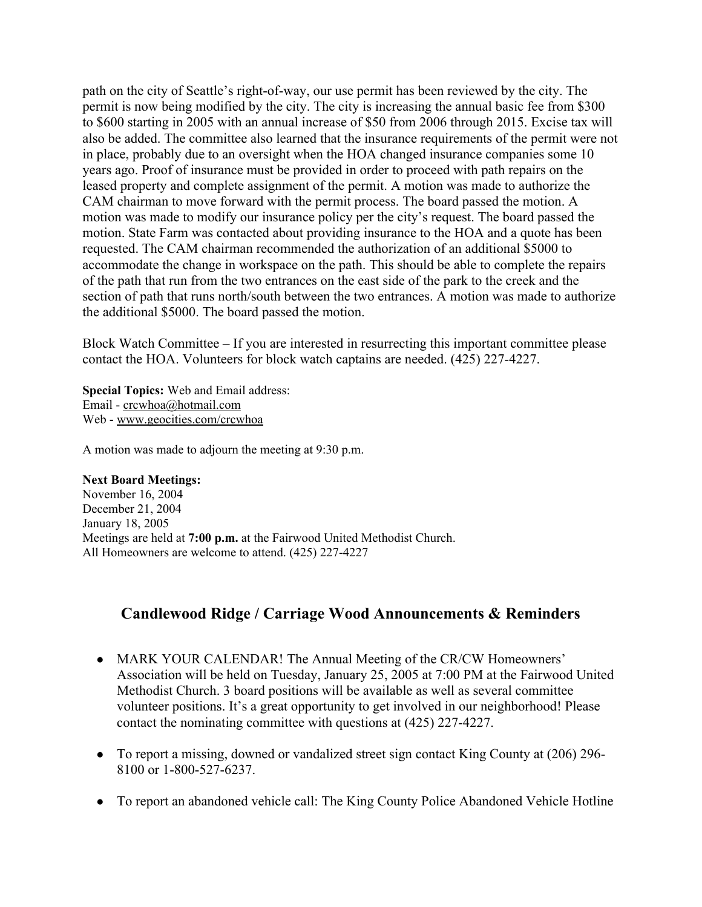path on the city of Seattle's right-of-way, our use permit has been reviewed by the city. The permit is now being modified by the city. The city is increasing the annual basic fee from $300 to $600 starting in 2005 with an annual increase of $50 from 2006 through 2015. Excise tax will also be added. The committee also learned that the insurance requirements of the permit were not in place, probably due to an oversight when the HOA changed insurance companies some 10 years ago. Proof of insurance must be provided in order to proceed with path repairs on the leased property and complete assignment of the permit. A motion was made to authorize the CAM chairman to move forward with the permit process. The board passed the motion. A motion was made to modify our insurance policy per the city's request. The board passed the motion. State Farm was contacted about providing insurance to the HOA and a quote has been requested. The CAM chairman recommended the authorization of an additional $5000 to accommodate the change in workspace on the path. This should be able to complete the repairs of the path that run from the two entrances on the east side of the park to the creek and the section of path that runs north/south between the two entrances. A motion was made to authorize the additional $5000. The board passed the motion.

Block Watch Committee – If you are interested in resurrecting this important committee please contact the HOA. Volunteers for block watch captains are needed. (425) 227-4227.

**Special Topics:** Web and Email address:
Email - crcwhoa@hotmail.com
Web - www.geocities.com/crcwhoa

A motion was made to adjourn the meeting at 9:30 p.m.

**Next Board Meetings:**
November 16, 2004
December 21, 2004
January 18, 2005
Meetings are held at **7:00 p.m.** at the Fairwood United Methodist Church.
All Homeowners are welcome to attend. (425) 227-4227

## Candlewood Ridge / Carriage Wood Announcements & Reminders

- MARK YOUR CALENDAR! The Annual Meeting of the CR/CW Homeowners' Association will be held on Tuesday, January 25, 2005 at 7:00 PM at the Fairwood United Methodist Church. 3 board positions will be available as well as several committee volunteer positions. It's a great opportunity to get involved in our neighborhood! Please contact the nominating committee with questions at (425) 227-4227.
- To report a missing, downed or vandalized street sign contact King County at (206) 296-8100 or 1-800-527-6237.
- To report an abandoned vehicle call: The King County Police Abandoned Vehicle Hotline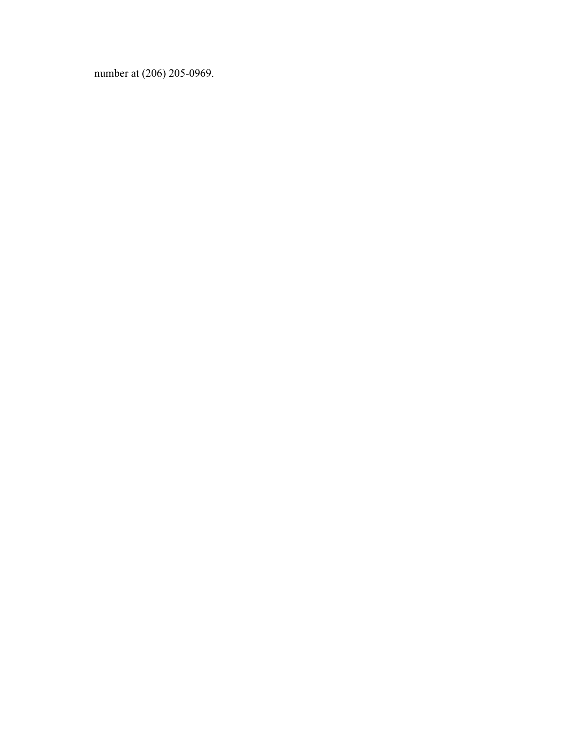number at (206) 205-0969.